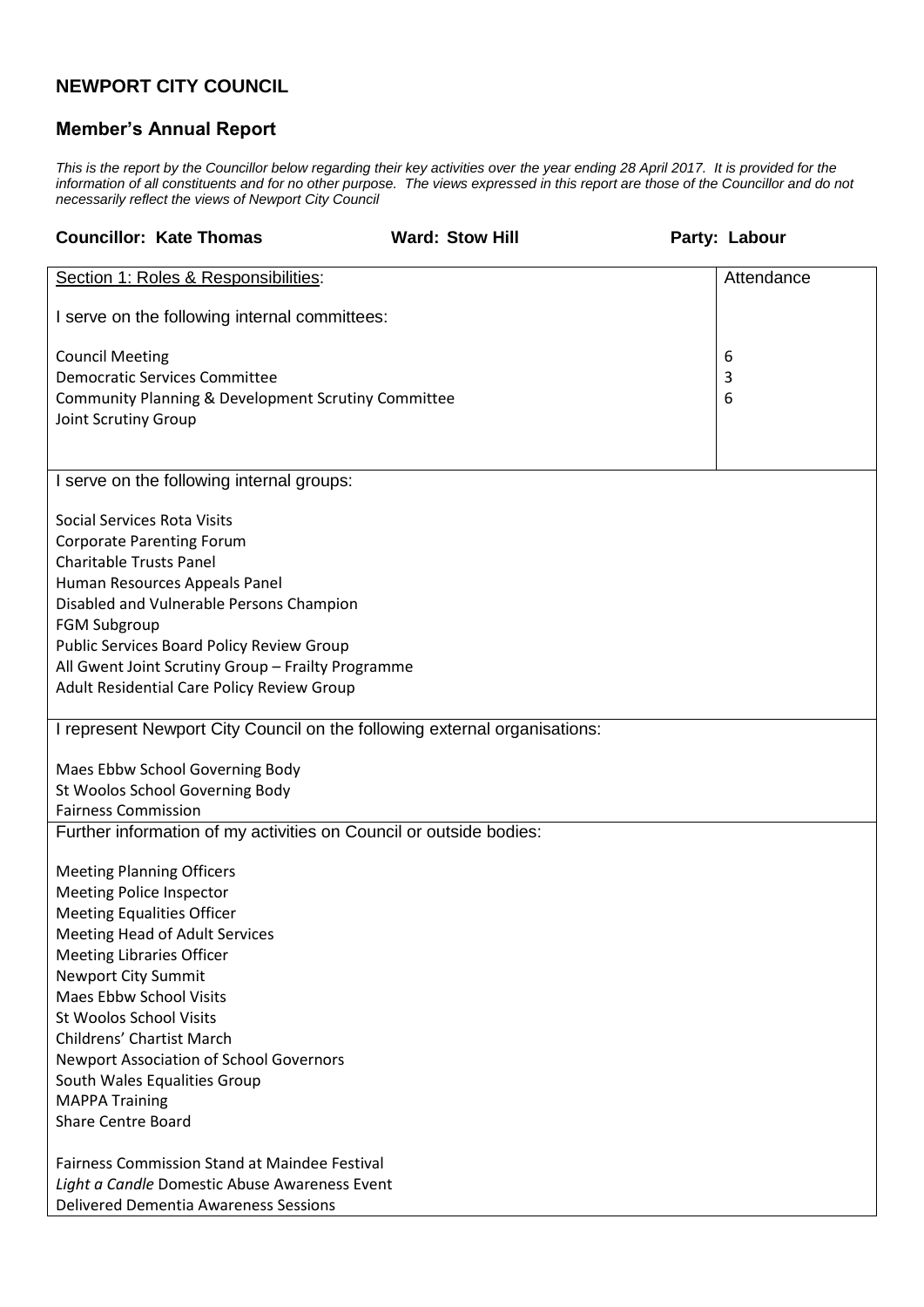## NEWPORT CITY COUNCIL

### Member's Annual Report

*This is the report by the Councillor below regarding their key activities over the year ending 28 April 2017. It is provided for the information of all constituents and for no other purpose. The views expressed in this report are those of the Councillor and do not necessarily reflect the views of Newport City Council*

**Councillor: Kate Thomas** **Ward: Stow Hill** **Party: Labour**

| Section 1: Roles & Responsibilities: | Attendance |
|---|---|
| I serve on the following internal committees: | |
| Council Meeting | 6 |
| Democratic Services Committee | 3 |
| Community Planning & Development Scrutiny Committee | 6 |
| Joint Scrutiny Group | |

I serve on the following internal groups:

Social Services Rota Visits
Corporate Parenting Forum
Charitable Trusts Panel
Human Resources Appeals Panel
Disabled and Vulnerable Persons Champion
FGM Subgroup
Public Services Board Policy Review Group
All Gwent Joint Scrutiny Group – Frailty Programme
Adult Residential Care Policy Review Group

I represent Newport City Council on the following external organisations:

Maes Ebbw School Governing Body
St Woolos School Governing Body
Fairness Commission

Further information of my activities on Council or outside bodies:

Meeting Planning Officers
Meeting Police Inspector
Meeting Equalities Officer
Meeting Head of Adult Services
Meeting Libraries Officer
Newport City Summit
Maes Ebbw School Visits
St Woolos School Visits
Childrens' Chartist March
Newport Association of School Governors
South Wales Equalities Group
MAPPA Training
Share Centre Board

Fairness Commission Stand at Maindee Festival
*Light a Candle* Domestic Abuse Awareness Event
Delivered Dementia Awareness Sessions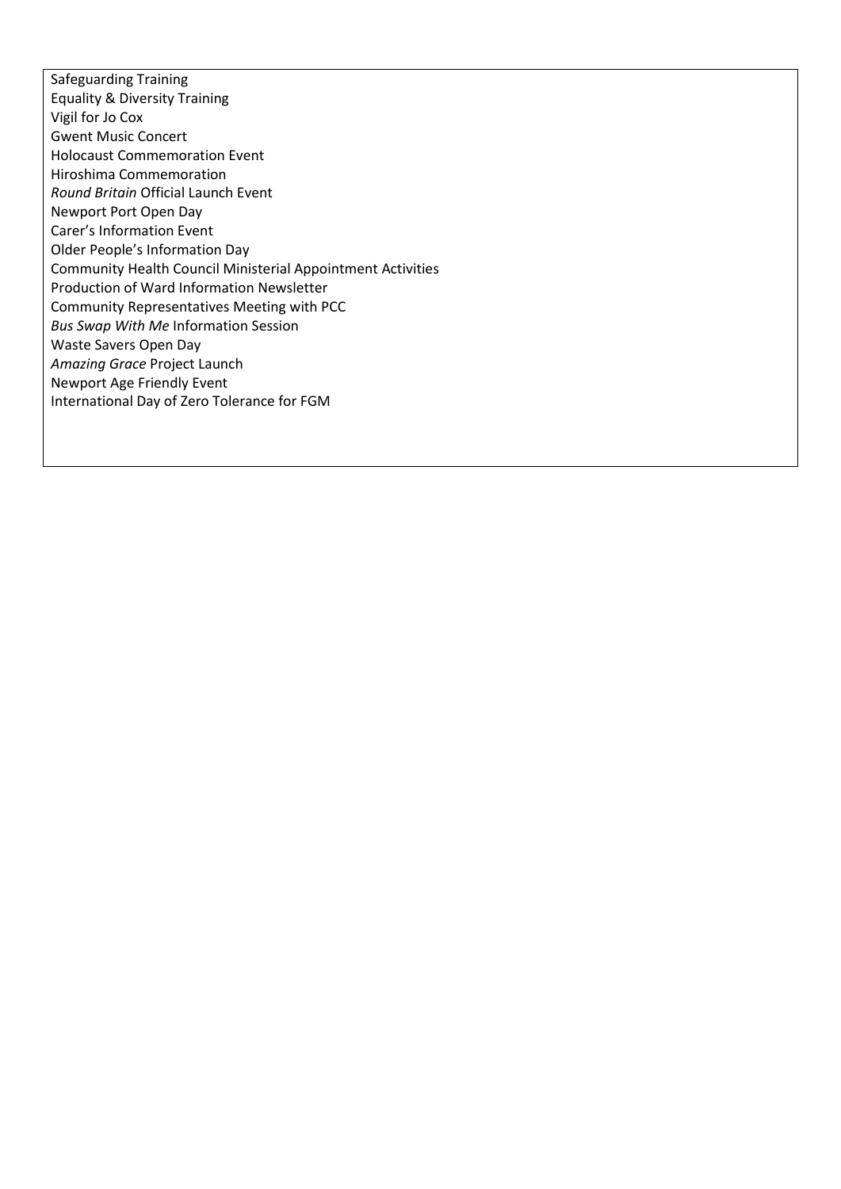Safeguarding Training
Equality & Diversity Training
Vigil for Jo Cox
Gwent Music Concert
Holocaust Commemoration Event
Hiroshima Commemoration
*Round Britain* Official Launch Event
Newport Port Open Day
Carer's Information Event
Older People's Information Day
Community Health Council Ministerial Appointment Activities
Production of Ward Information Newsletter
Community Representatives Meeting with PCC
*Bus Swap With Me* Information Session
Waste Savers Open Day
*Amazing Grace* Project Launch
Newport Age Friendly Event
International Day of Zero Tolerance for FGM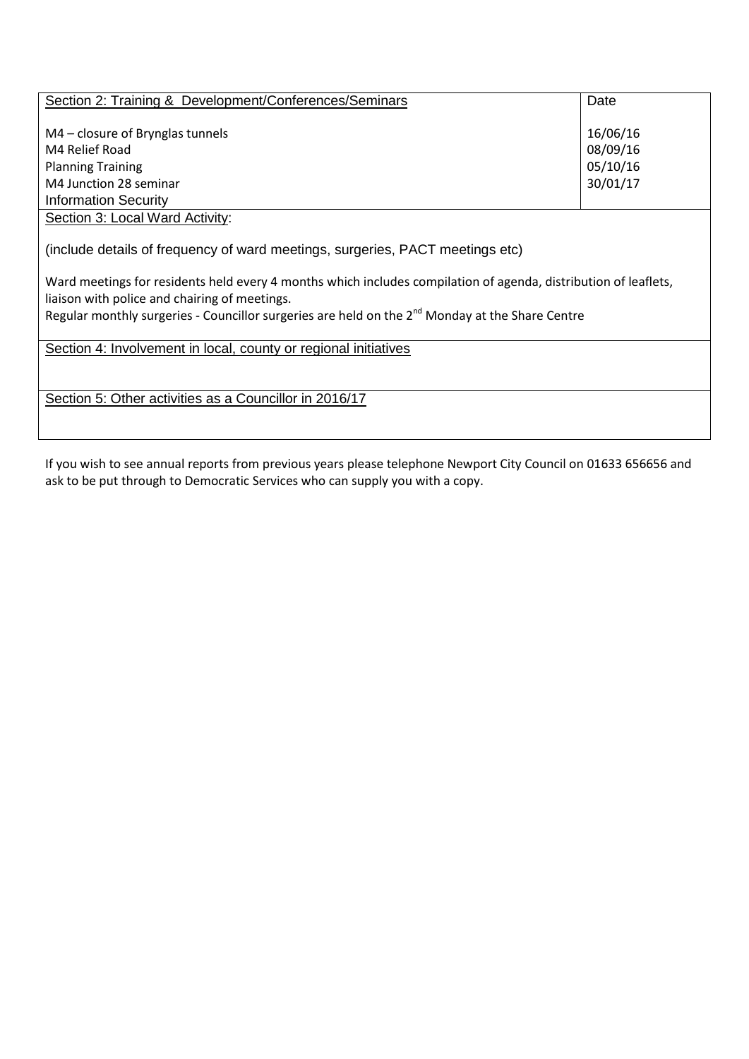| Section 2: Training & Development/Conferences/Seminars | Date |
|---|---|
| M4 – closure of Brynglas tunnels | 16/06/16 |
| M4 Relief Road | 08/09/16 |
| Planning Training | 05/10/16 |
| M4 Junction 28 seminar | 30/01/17 |
| Information Security | |

**Section 3: Local Ward Activity:**

(include details of frequency of ward meetings, surgeries, PACT meetings etc)

Ward meetings for residents held every 4 months which includes compilation of agenda, distribution of leaflets, liaison with police and chairing of meetings.
Regular monthly surgeries - Councillor surgeries are held on the 2nd Monday at the Share Centre

**Section 4: Involvement in local, county or regional initiatives**

**Section 5: Other activities as a Councillor in 2016/17**

If you wish to see annual reports from previous years please telephone Newport City Council on 01633 656656 and ask to be put through to Democratic Services who can supply you with a copy.